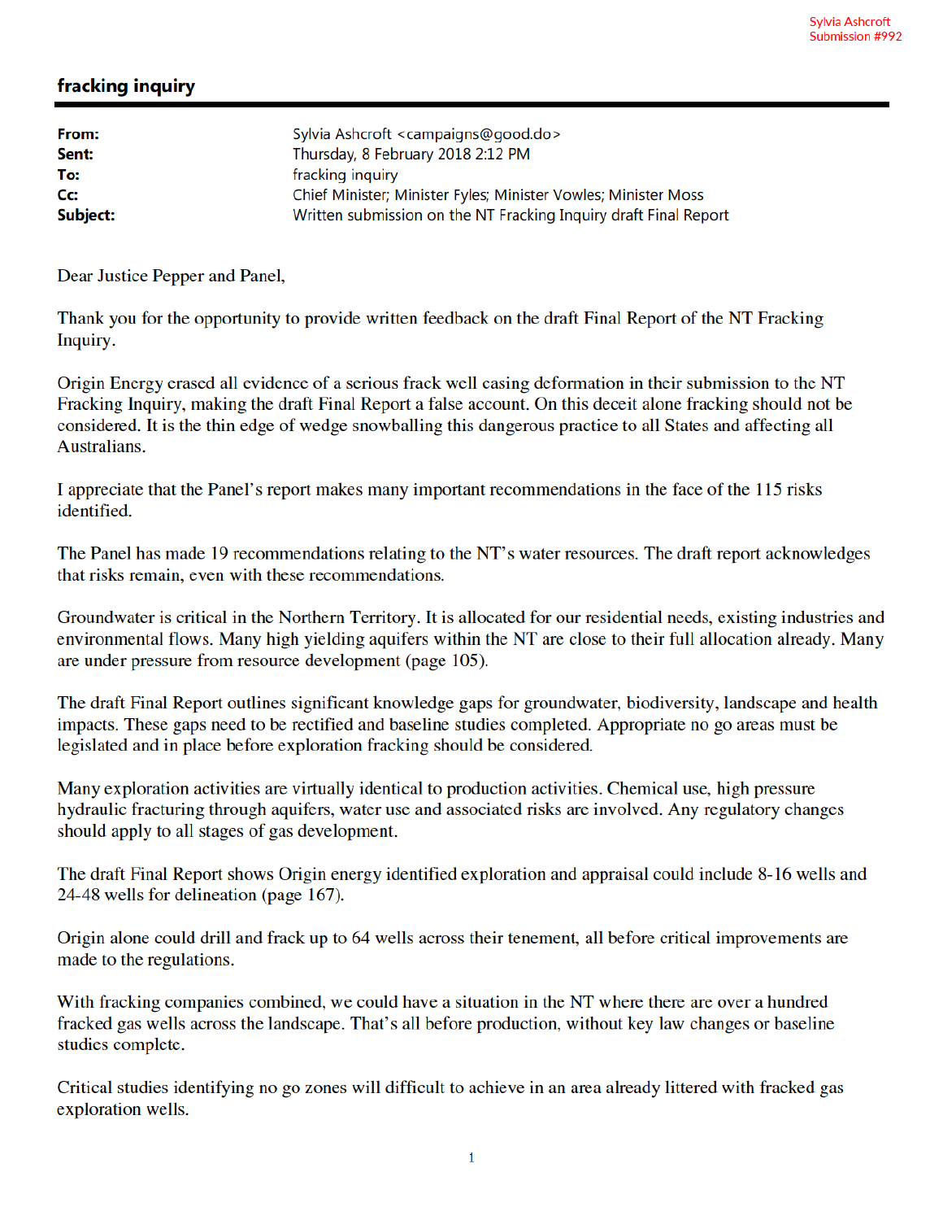Sylvia Ashcroft
Submission #992

## fracking inquiry

| | |
|---|---|
| **From:** | Sylvia Ashcroft <campaigns@good.do> |
| **Sent:** | Thursday, 8 February 2018 2:12 PM |
| **To:** | fracking inquiry |
| **Cc:** | Chief Minister; Minister Fyles; Minister Vowles; Minister Moss |
| **Subject:** | Written submission on the NT Fracking Inquiry draft Final Report |

Dear Justice Pepper and Panel,

Thank you for the opportunity to provide written feedback on the draft Final Report of the NT Fracking Inquiry.

Origin Energy erased all evidence of a serious frack well casing deformation in their submission to the NT Fracking Inquiry, making the draft Final Report a false account. On this deceit alone fracking should not be considered. It is the thin edge of wedge snowballing this dangerous practice to all States and affecting all Australians.

I appreciate that the Panel's report makes many important recommendations in the face of the 115 risks identified.

The Panel has made 19 recommendations relating to the NT's water resources. The draft report acknowledges that risks remain, even with these recommendations.

Groundwater is critical in the Northern Territory. It is allocated for our residential needs, existing industries and environmental flows. Many high yielding aquifers within the NT are close to their full allocation already. Many are under pressure from resource development (page 105).

The draft Final Report outlines significant knowledge gaps for groundwater, biodiversity, landscape and health impacts. These gaps need to be rectified and baseline studies completed. Appropriate no go areas must be legislated and in place before exploration fracking should be considered.

Many exploration activities are virtually identical to production activities. Chemical use, high pressure hydraulic fracturing through aquifers, water use and associated risks are involved. Any regulatory changes should apply to all stages of gas development.

The draft Final Report shows Origin energy identified exploration and appraisal could include 8-16 wells and 24-48 wells for delineation (page 167).

Origin alone could drill and frack up to 64 wells across their tenement, all before critical improvements are made to the regulations.

With fracking companies combined, we could have a situation in the NT where there are over a hundred fracked gas wells across the landscape. That's all before production, without key law changes or baseline studies complete.

Critical studies identifying no go zones will difficult to achieve in an area already littered with fracked gas exploration wells.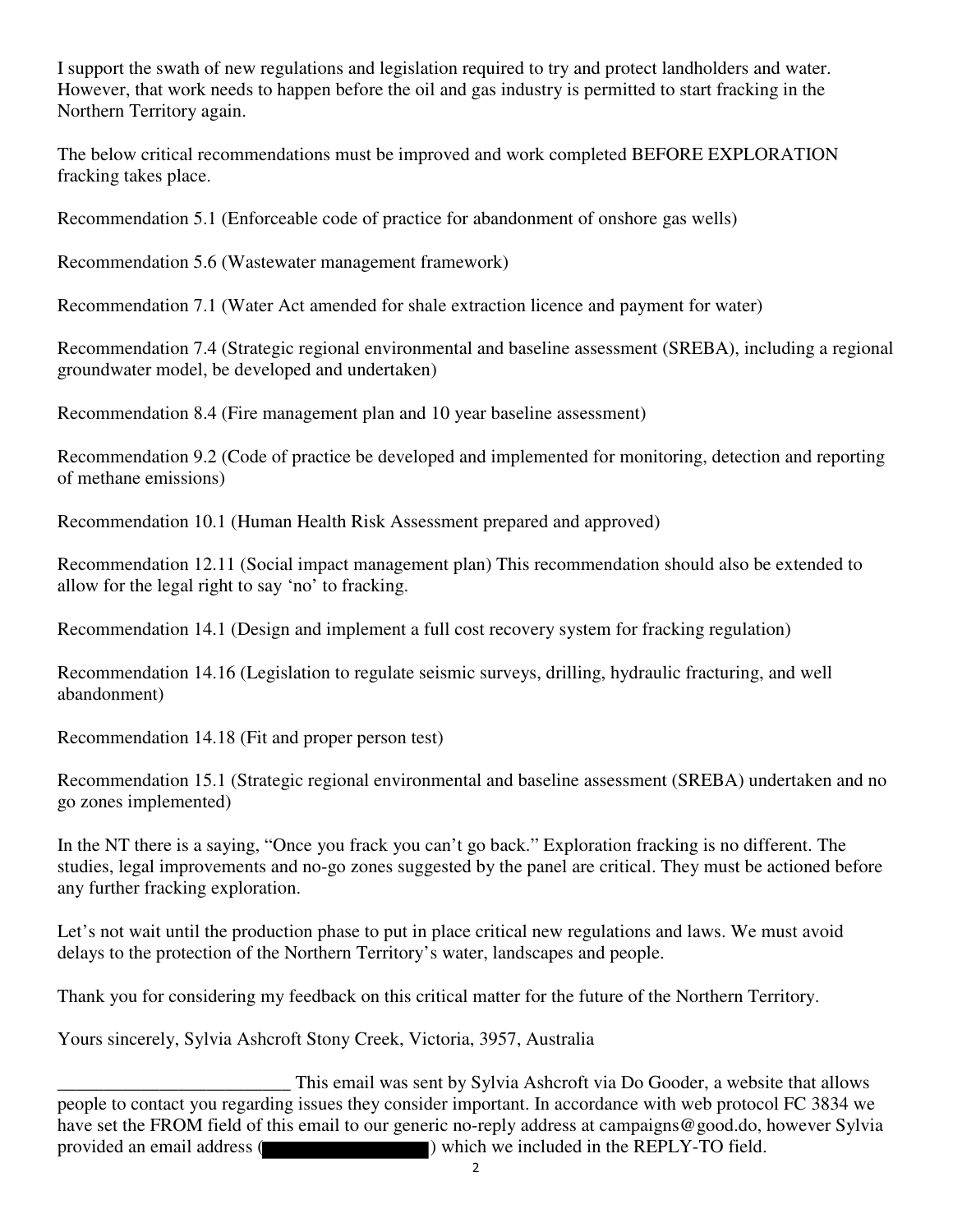I support the swath of new regulations and legislation required to try and protect landholders and water. However, that work needs to happen before the oil and gas industry is permitted to start fracking in the Northern Territory again.

The below critical recommendations must be improved and work completed BEFORE EXPLORATION fracking takes place.

Recommendation 5.1 (Enforceable code of practice for abandonment of onshore gas wells)

Recommendation 5.6 (Wastewater management framework)

Recommendation 7.1 (Water Act amended for shale extraction licence and payment for water)

Recommendation 7.4 (Strategic regional environmental and baseline assessment (SREBA), including a regional groundwater model, be developed and undertaken)

Recommendation 8.4 (Fire management plan and 10 year baseline assessment)

Recommendation 9.2 (Code of practice be developed and implemented for monitoring, detection and reporting of methane emissions)

Recommendation 10.1 (Human Health Risk Assessment prepared and approved)

Recommendation 12.11 (Social impact management plan) This recommendation should also be extended to allow for the legal right to say 'no' to fracking.

Recommendation 14.1 (Design and implement a full cost recovery system for fracking regulation)

Recommendation 14.16 (Legislation to regulate seismic surveys, drilling, hydraulic fracturing, and well abandonment)

Recommendation 14.18 (Fit and proper person test)

Recommendation 15.1 (Strategic regional environmental and baseline assessment (SREBA) undertaken and no go zones implemented)

In the NT there is a saying, "Once you frack you can't go back." Exploration fracking is no different. The studies, legal improvements and no-go zones suggested by the panel are critical. They must be actioned before any further fracking exploration.

Let's not wait until the production phase to put in place critical new regulations and laws. We must avoid delays to the protection of the Northern Territory's water, landscapes and people.

Thank you for considering my feedback on this critical matter for the future of the Northern Territory.

Yours sincerely, Sylvia Ashcroft Stony Creek, Victoria, 3957, Australia

_________________________ This email was sent by Sylvia Ashcroft via Do Gooder, a website that allows people to contact you regarding issues they consider important. In accordance with web protocol FC 3834 we have set the FROM field of this email to our generic no-reply address at campaigns@good.do, however Sylvia provided an email address (████████████) which we included in the REPLY-TO field.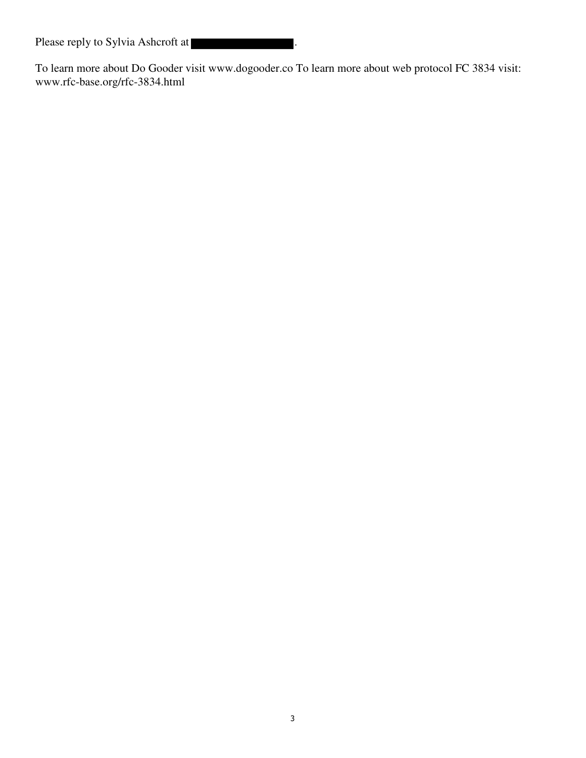Please reply to Sylvia Ashcroft at ██████████████.

To learn more about Do Gooder visit www.dogooder.co To learn more about web protocol FC 3834 visit: www.rfc-base.org/rfc-3834.html